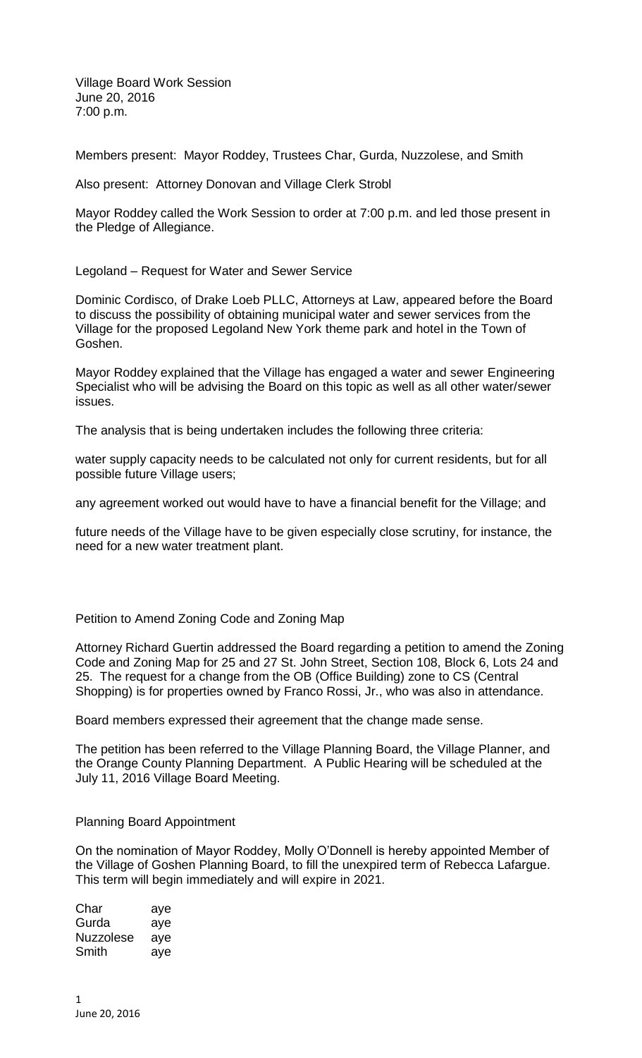Village Board Work Session
June 20, 2016
7:00 p.m.

Members present: Mayor Roddey, Trustees Char, Gurda, Nuzzolese, and Smith

Also present: Attorney Donovan and Village Clerk Strobl

Mayor Roddey called the Work Session to order at 7:00 p.m. and led those present in the Pledge of Allegiance.

Legoland – Request for Water and Sewer Service

Dominic Cordisco, of Drake Loeb PLLC, Attorneys at Law, appeared before the Board to discuss the possibility of obtaining municipal water and sewer services from the Village for the proposed Legoland New York theme park and hotel in the Town of Goshen.

Mayor Roddey explained that the Village has engaged a water and sewer Engineering Specialist who will be advising the Board on this topic as well as all other water/sewer issues.

The analysis that is being undertaken includes the following three criteria:

water supply capacity needs to be calculated not only for current residents, but for all possible future Village users;

any agreement worked out would have to have a financial benefit for the Village; and

future needs of the Village have to be given especially close scrutiny, for instance, the need for a new water treatment plant.

Petition to Amend Zoning Code and Zoning Map

Attorney Richard Guertin addressed the Board regarding a petition to amend the Zoning Code and Zoning Map for 25 and 27 St. John Street, Section 108, Block 6, Lots 24 and 25. The request for a change from the OB (Office Building) zone to CS (Central Shopping) is for properties owned by Franco Rossi, Jr., who was also in attendance.

Board members expressed their agreement that the change made sense.

The petition has been referred to the Village Planning Board, the Village Planner, and the Orange County Planning Department. A Public Hearing will be scheduled at the July 11, 2016 Village Board Meeting.

Planning Board Appointment

On the nomination of Mayor Roddey, Molly O'Donnell is hereby appointed Member of the Village of Goshen Planning Board, to fill the unexpired term of Rebecca Lafargue. This term will begin immediately and will expire in 2021.

| | |
|---|---|
| Char | aye |
| Gurda | aye |
| Nuzzolese | aye |
| Smith | aye |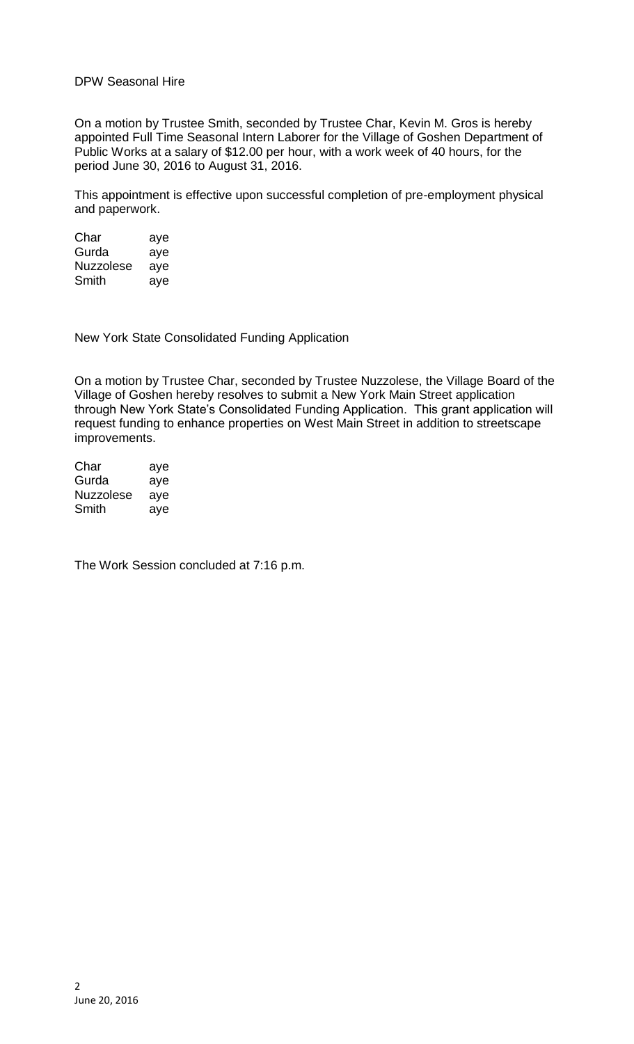DPW Seasonal Hire

On a motion by Trustee Smith, seconded by Trustee Char, Kevin M. Gros is hereby appointed Full Time Seasonal Intern Laborer for the Village of Goshen Department of Public Works at a salary of $12.00 per hour, with a work week of 40 hours, for the period June 30, 2016 to August 31, 2016.

This appointment is effective upon successful completion of pre-employment physical and paperwork.

| | |
|---|---|
| Char | aye |
| Gurda | aye |
| Nuzzolese | aye |
| Smith | aye |

New York State Consolidated Funding Application

On a motion by Trustee Char, seconded by Trustee Nuzzolese, the Village Board of the Village of Goshen hereby resolves to submit a New York Main Street application through New York State's Consolidated Funding Application. This grant application will request funding to enhance properties on West Main Street in addition to streetscape improvements.

| | |
|---|---|
| Char | aye |
| Gurda | aye |
| Nuzzolese | aye |
| Smith | aye |

The Work Session concluded at 7:16 p.m.